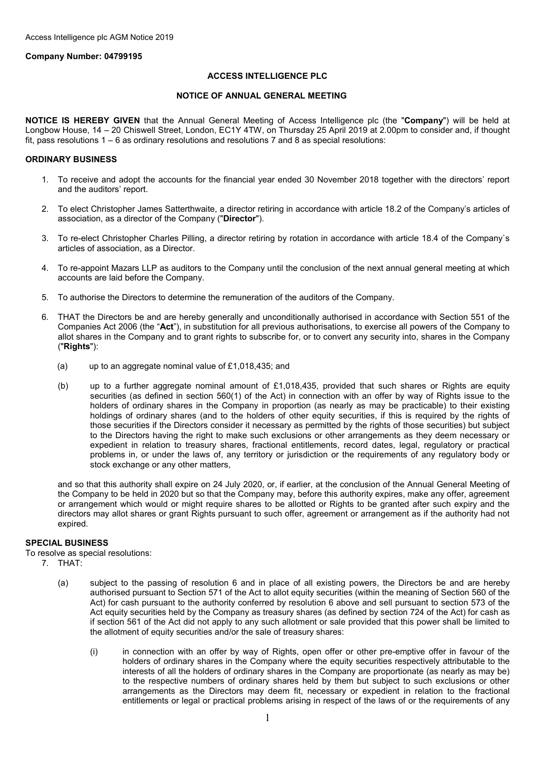Access Intelligence plc AGM Notice 2019

**Company Number: 04799195**

# ACCESS INTELLIGENCE PLC

## NOTICE OF ANNUAL GENERAL MEETING

**NOTICE IS HEREBY GIVEN** that the Annual General Meeting of Access Intelligence plc (the "**Company**") will be held at Longbow House, 14 – 20 Chiswell Street, London, EC1Y 4TW, on Thursday 25 April 2019 at 2.00pm to consider and, if thought fit, pass resolutions 1 – 6 as ordinary resolutions and resolutions 7 and 8 as special resolutions:

### ORDINARY BUSINESS

1. To receive and adopt the accounts for the financial year ended 30 November 2018 together with the directors' report and the auditors' report.

2. To elect Christopher James Satterthwaite, a director retiring in accordance with article 18.2 of the Company's articles of association, as a director of the Company ("**Director**").

3. To re-elect Christopher Charles Pilling, a director retiring by rotation in accordance with article 18.4 of the Company`s articles of association, as a Director.

4. To re-appoint Mazars LLP as auditors to the Company until the conclusion of the next annual general meeting at which accounts are laid before the Company.

5. To authorise the Directors to determine the remuneration of the auditors of the Company.

6. THAT the Directors be and are hereby generally and unconditionally authorised in accordance with Section 551 of the Companies Act 2006 (the "**Act**"), in substitution for all previous authorisations, to exercise all powers of the Company to allot shares in the Company and to grant rights to subscribe for, or to convert any security into, shares in the Company ("**Rights**"):

   (a) up to an aggregate nominal value of £1,018,435; and

   (b) up to a further aggregate nominal amount of £1,018,435, provided that such shares or Rights are equity securities (as defined in section 560(1) of the Act) in connection with an offer by way of Rights issue to the holders of ordinary shares in the Company in proportion (as nearly as may be practicable) to their existing holdings of ordinary shares (and to the holders of other equity securities, if this is required by the rights of those securities if the Directors consider it necessary as permitted by the rights of those securities) but subject to the Directors having the right to make such exclusions or other arrangements as they deem necessary or expedient in relation to treasury shares, fractional entitlements, record dates, legal, regulatory or practical problems in, or under the laws of, any territory or jurisdiction or the requirements of any regulatory body or stock exchange or any other matters,

   and so that this authority shall expire on 24 July 2020, or, if earlier, at the conclusion of the Annual General Meeting of the Company to be held in 2020 but so that the Company may, before this authority expires, make any offer, agreement or arrangement which would or might require shares to be allotted or Rights to be granted after such expiry and the directors may allot shares or grant Rights pursuant to such offer, agreement or arrangement as if the authority had not expired.

### SPECIAL BUSINESS

To resolve as special resolutions:

7. THAT:

   (a) subject to the passing of resolution 6 and in place of all existing powers, the Directors be and are hereby authorised pursuant to Section 571 of the Act to allot equity securities (within the meaning of Section 560 of the Act) for cash pursuant to the authority conferred by resolution 6 above and sell pursuant to section 573 of the Act equity securities held by the Company as treasury shares (as defined by section 724 of the Act) for cash as if section 561 of the Act did not apply to any such allotment or sale provided that this power shall be limited to the allotment of equity securities and/or the sale of treasury shares:

      (i) in connection with an offer by way of Rights, open offer or other pre-emptive offer in favour of the holders of ordinary shares in the Company where the equity securities respectively attributable to the interests of all the holders of ordinary shares in the Company are proportionate (as nearly as may be) to the respective numbers of ordinary shares held by them but subject to such exclusions or other arrangements as the Directors may deem fit, necessary or expedient in relation to the fractional entitlements or legal or practical problems arising in respect of the laws of or the requirements of any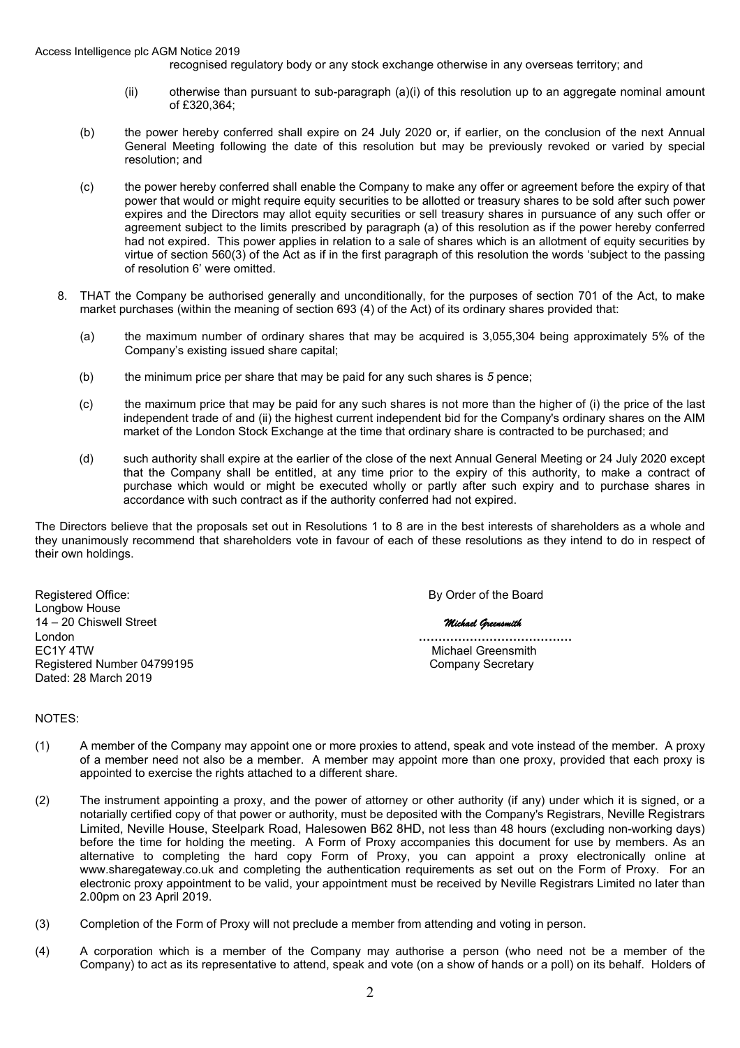recognised regulatory body or any stock exchange otherwise in any overseas territory; and

(ii) otherwise than pursuant to sub-paragraph (a)(i) of this resolution up to an aggregate nominal amount of £320,364;

(b) the power hereby conferred shall expire on 24 July 2020 or, if earlier, on the conclusion of the next Annual General Meeting following the date of this resolution but may be previously revoked or varied by special resolution; and

(c) the power hereby conferred shall enable the Company to make any offer or agreement before the expiry of that power that would or might require equity securities to be allotted or treasury shares to be sold after such power expires and the Directors may allot equity securities or sell treasury shares in pursuance of any such offer or agreement subject to the limits prescribed by paragraph (a) of this resolution as if the power hereby conferred had not expired. This power applies in relation to a sale of shares which is an allotment of equity securities by virtue of section 560(3) of the Act as if in the first paragraph of this resolution the words 'subject to the passing of resolution 6' were omitted.

8. THAT the Company be authorised generally and unconditionally, for the purposes of section 701 of the Act, to make market purchases (within the meaning of section 693 (4) of the Act) of its ordinary shares provided that:

(a) the maximum number of ordinary shares that may be acquired is 3,055,304 being approximately 5% of the Company's existing issued share capital;

(b) the minimum price per share that may be paid for any such shares is *5* pence;

(c) the maximum price that may be paid for any such shares is not more than the higher of (i) the price of the last independent trade of and (ii) the highest current independent bid for the Company's ordinary shares on the AIM market of the London Stock Exchange at the time that ordinary share is contracted to be purchased; and

(d) such authority shall expire at the earlier of the close of the next Annual General Meeting or 24 July 2020 except that the Company shall be entitled, at any time prior to the expiry of this authority, to make a contract of purchase which would or might be executed wholly or partly after such expiry and to purchase shares in accordance with such contract as if the authority conferred had not expired.

The Directors believe that the proposals set out in Resolutions 1 to 8 are in the best interests of shareholders as a whole and they unanimously recommend that shareholders vote in favour of each of these resolutions as they intend to do in respect of their own holdings.

Registered Office:
Longbow House
14 – 20 Chiswell Street
London
EC1Y 4TW
Registered Number 04799195
Dated: 28 March 2019

By Order of the Board

*Michael Greensmith*

......................................
Michael Greensmith
Company Secretary

NOTES:

(1) A member of the Company may appoint one or more proxies to attend, speak and vote instead of the member. A proxy of a member need not also be a member. A member may appoint more than one proxy, provided that each proxy is appointed to exercise the rights attached to a different share.

(2) The instrument appointing a proxy, and the power of attorney or other authority (if any) under which it is signed, or a notarially certified copy of that power or authority, must be deposited with the Company's Registrars, Neville Registrars Limited, Neville House, Steelpark Road, Halesowen B62 8HD, not less than 48 hours (excluding non-working days) before the time for holding the meeting. A Form of Proxy accompanies this document for use by members. As an alternative to completing the hard copy Form of Proxy, you can appoint a proxy electronically online at www.sharegateway.co.uk and completing the authentication requirements as set out on the Form of Proxy. For an electronic proxy appointment to be valid, your appointment must be received by Neville Registrars Limited no later than 2.00pm on 23 April 2019.

(3) Completion of the Form of Proxy will not preclude a member from attending and voting in person.

(4) A corporation which is a member of the Company may authorise a person (who need not be a member of the Company) to act as its representative to attend, speak and vote (on a show of hands or a poll) on its behalf. Holders of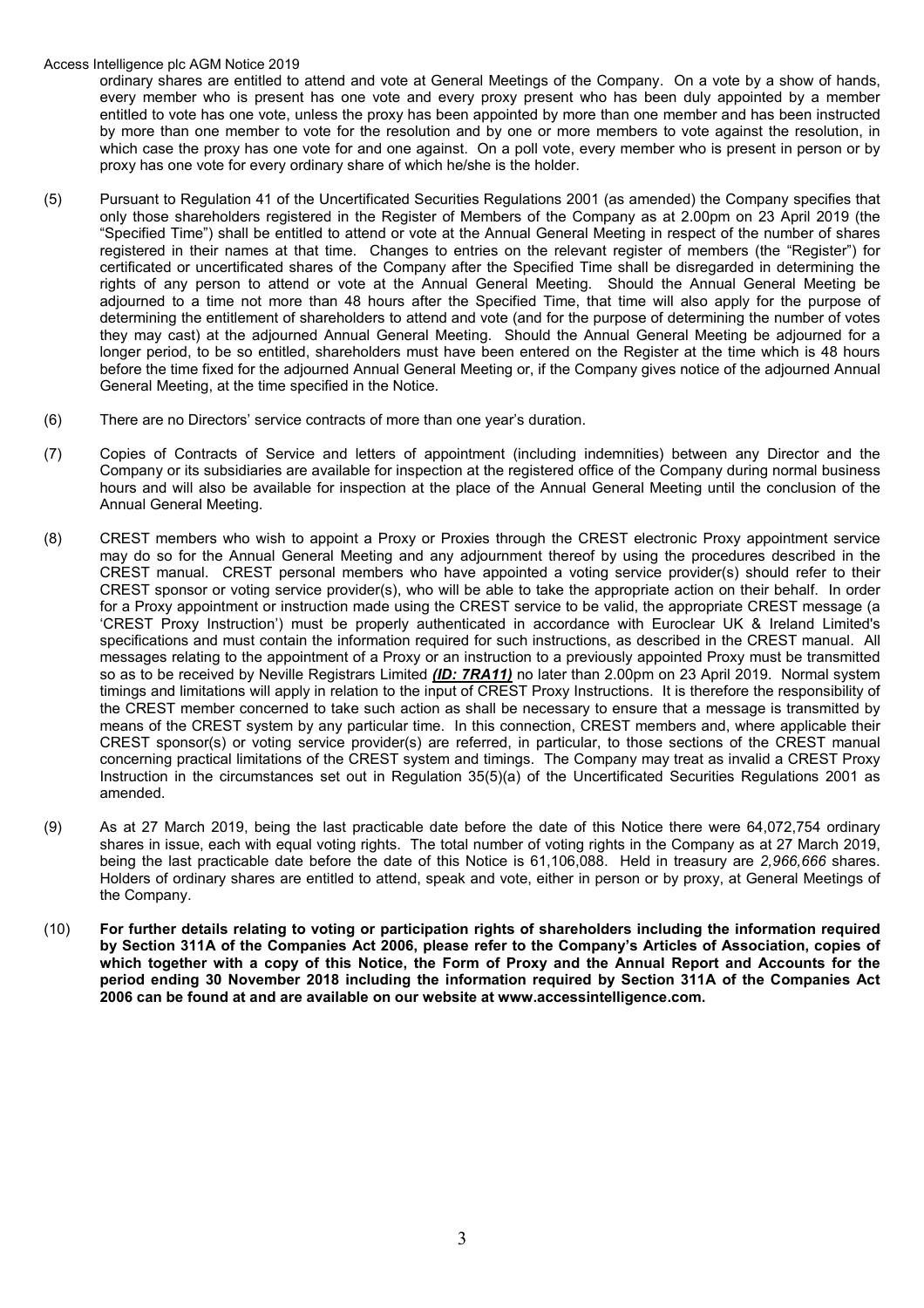ordinary shares are entitled to attend and vote at General Meetings of the Company. On a vote by a show of hands, every member who is present has one vote and every proxy present who has been duly appointed by a member entitled to vote has one vote, unless the proxy has been appointed by more than one member and has been instructed by more than one member to vote for the resolution and by one or more members to vote against the resolution, in which case the proxy has one vote for and one against. On a poll vote, every member who is present in person or by proxy has one vote for every ordinary share of which he/she is the holder.

(5) Pursuant to Regulation 41 of the Uncertificated Securities Regulations 2001 (as amended) the Company specifies that only those shareholders registered in the Register of Members of the Company as at 2.00pm on 23 April 2019 (the "Specified Time") shall be entitled to attend or vote at the Annual General Meeting in respect of the number of shares registered in their names at that time. Changes to entries on the relevant register of members (the "Register") for certificated or uncertificated shares of the Company after the Specified Time shall be disregarded in determining the rights of any person to attend or vote at the Annual General Meeting. Should the Annual General Meeting be adjourned to a time not more than 48 hours after the Specified Time, that time will also apply for the purpose of determining the entitlement of shareholders to attend and vote (and for the purpose of determining the number of votes they may cast) at the adjourned Annual General Meeting. Should the Annual General Meeting be adjourned for a longer period, to be so entitled, shareholders must have been entered on the Register at the time which is 48 hours before the time fixed for the adjourned Annual General Meeting or, if the Company gives notice of the adjourned Annual General Meeting, at the time specified in the Notice.

(6) There are no Directors' service contracts of more than one year's duration.

(7) Copies of Contracts of Service and letters of appointment (including indemnities) between any Director and the Company or its subsidiaries are available for inspection at the registered office of the Company during normal business hours and will also be available for inspection at the place of the Annual General Meeting until the conclusion of the Annual General Meeting.

(8) CREST members who wish to appoint a Proxy or Proxies through the CREST electronic Proxy appointment service may do so for the Annual General Meeting and any adjournment thereof by using the procedures described in the CREST manual. CREST personal members who have appointed a voting service provider(s) should refer to their CREST sponsor or voting service provider(s), who will be able to take the appropriate action on their behalf. In order for a Proxy appointment or instruction made using the CREST service to be valid, the appropriate CREST message (a 'CREST Proxy Instruction') must be properly authenticated in accordance with Euroclear UK & Ireland Limited's specifications and must contain the information required for such instructions, as described in the CREST manual. All messages relating to the appointment of a Proxy or an instruction to a previously appointed Proxy must be transmitted so as to be received by Neville Registrars Limited ***(ID: 7RA11)*** no later than 2.00pm on 23 April 2019. Normal system timings and limitations will apply in relation to the input of CREST Proxy Instructions. It is therefore the responsibility of the CREST member concerned to take such action as shall be necessary to ensure that a message is transmitted by means of the CREST system by any particular time. In this connection, CREST members and, where applicable their CREST sponsor(s) or voting service provider(s) are referred, in particular, to those sections of the CREST manual concerning practical limitations of the CREST system and timings. The Company may treat as invalid a CREST Proxy Instruction in the circumstances set out in Regulation 35(5)(a) of the Uncertificated Securities Regulations 2001 as amended.

(9) As at 27 March 2019, being the last practicable date before the date of this Notice there were 64,072,754 ordinary shares in issue, each with equal voting rights. The total number of voting rights in the Company as at 27 March 2019, being the last practicable date before the date of this Notice is 61,106,088. Held in treasury are *2,966,666* shares. Holders of ordinary shares are entitled to attend, speak and vote, either in person or by proxy, at General Meetings of the Company.

(10) **For further details relating to voting or participation rights of shareholders including the information required by Section 311A of the Companies Act 2006, please refer to the Company's Articles of Association, copies of which together with a copy of this Notice, the Form of Proxy and the Annual Report and Accounts for the period ending 30 November 2018 including the information required by Section 311A of the Companies Act 2006 can be found at and are available on our website at www.accessintelligence.com.**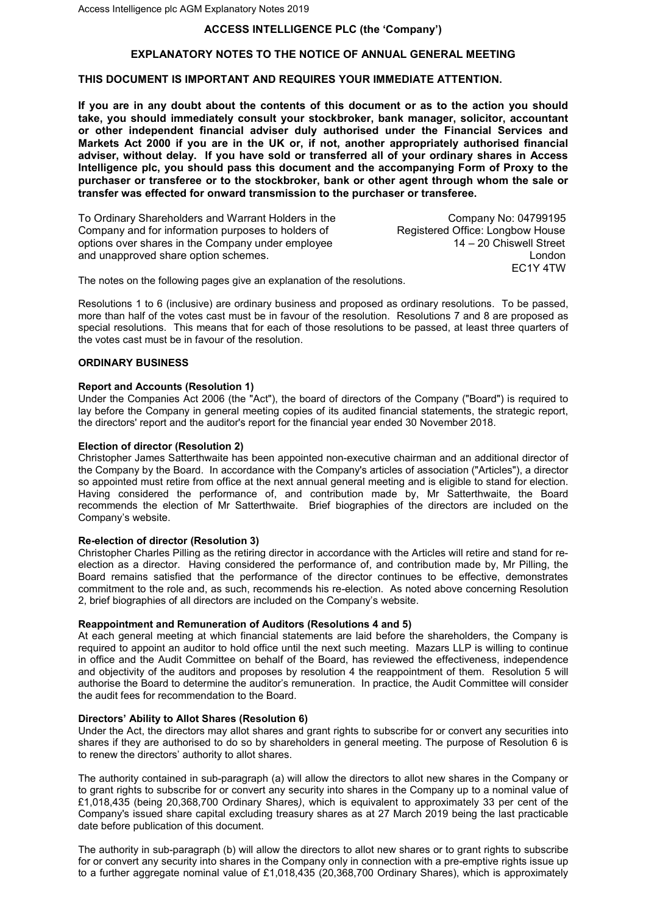**ACCESS INTELLIGENCE PLC (the 'Company')**

**EXPLANATORY NOTES TO THE NOTICE OF ANNUAL GENERAL MEETING**

**THIS DOCUMENT IS IMPORTANT AND REQUIRES YOUR IMMEDIATE ATTENTION.**

**If you are in any doubt about the contents of this document or as to the action you should take, you should immediately consult your stockbroker, bank manager, solicitor, accountant or other independent financial adviser duly authorised under the Financial Services and Markets Act 2000 if you are in the UK or, if not, another appropriately authorised financial adviser, without delay. If you have sold or transferred all of your ordinary shares in Access Intelligence plc, you should pass this document and the accompanying Form of Proxy to the purchaser or transferee or to the stockbroker, bank or other agent through whom the sale or transfer was effected for onward transmission to the purchaser or transferee.**

To Ordinary Shareholders and Warrant Holders in the Company and for information purposes to holders of options over shares in the Company under employee and unapproved share option schemes.

Company No: 04799195
Registered Office: Longbow House
14 – 20 Chiswell Street
London
EC1Y 4TW

The notes on the following pages give an explanation of the resolutions.

Resolutions 1 to 6 (inclusive) are ordinary business and proposed as ordinary resolutions. To be passed, more than half of the votes cast must be in favour of the resolution. Resolutions 7 and 8 are proposed as special resolutions. This means that for each of those resolutions to be passed, at least three quarters of the votes cast must be in favour of the resolution.

**ORDINARY BUSINESS**

**Report and Accounts (Resolution 1)**
Under the Companies Act 2006 (the "Act"), the board of directors of the Company ("Board") is required to lay before the Company in general meeting copies of its audited financial statements, the strategic report, the directors' report and the auditor's report for the financial year ended 30 November 2018.

**Election of director (Resolution 2)**
Christopher James Satterthwaite has been appointed non-executive chairman and an additional director of the Company by the Board. In accordance with the Company's articles of association ("Articles"), a director so appointed must retire from office at the next annual general meeting and is eligible to stand for election. Having considered the performance of, and contribution made by, Mr Satterthwaite, the Board recommends the election of Mr Satterthwaite. Brief biographies of the directors are included on the Company's website.

**Re-election of director (Resolution 3)**
Christopher Charles Pilling as the retiring director in accordance with the Articles will retire and stand for re-election as a director. Having considered the performance of, and contribution made by, Mr Pilling, the Board remains satisfied that the performance of the director continues to be effective, demonstrates commitment to the role and, as such, recommends his re-election. As noted above concerning Resolution 2, brief biographies of all directors are included on the Company's website.

**Reappointment and Remuneration of Auditors (Resolutions 4 and 5)**
At each general meeting at which financial statements are laid before the shareholders, the Company is required to appoint an auditor to hold office until the next such meeting. Mazars LLP is willing to continue in office and the Audit Committee on behalf of the Board, has reviewed the effectiveness, independence and objectivity of the auditors and proposes by resolution 4 the reappointment of them. Resolution 5 will authorise the Board to determine the auditor's remuneration. In practice, the Audit Committee will consider the audit fees for recommendation to the Board.

**Directors' Ability to Allot Shares (Resolution 6)**
Under the Act, the directors may allot shares and grant rights to subscribe for or convert any securities into shares if they are authorised to do so by shareholders in general meeting. The purpose of Resolution 6 is to renew the directors' authority to allot shares.

The authority contained in sub-paragraph (a) will allow the directors to allot new shares in the Company or to grant rights to subscribe for or convert any security into shares in the Company up to a nominal value of £1,018,435 (being 20,368,700 Ordinary Shares), which is equivalent to approximately 33 per cent of the Company's issued share capital excluding treasury shares as at 27 March 2019 being the last practicable date before publication of this document.

The authority in sub-paragraph (b) will allow the directors to allot new shares or to grant rights to subscribe for or convert any security into shares in the Company only in connection with a pre-emptive rights issue up to a further aggregate nominal value of £1,018,435 (20,368,700 Ordinary Shares), which is approximately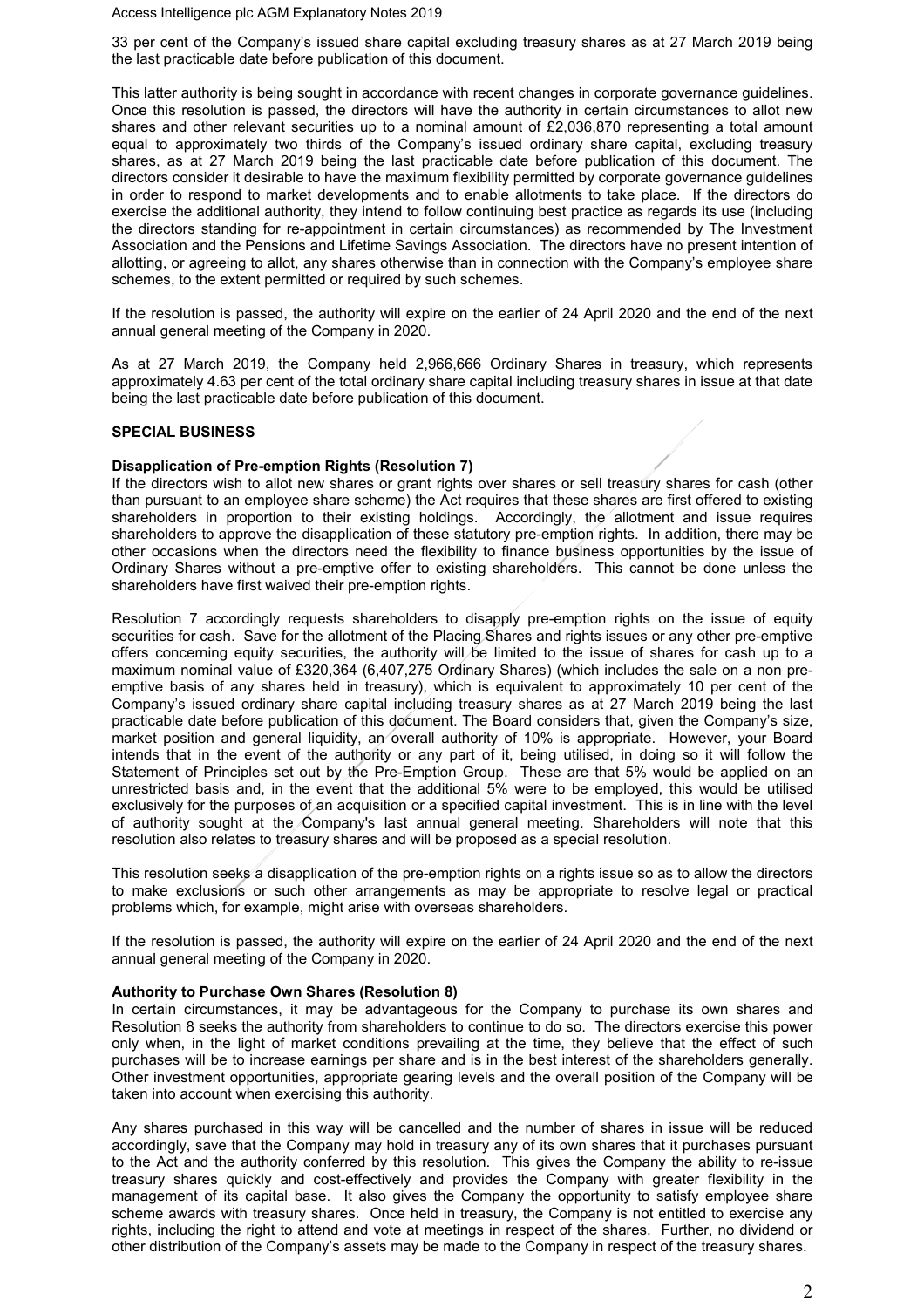33 per cent of the Company's issued share capital excluding treasury shares as at 27 March 2019 being the last practicable date before publication of this document.

This latter authority is being sought in accordance with recent changes in corporate governance guidelines. Once this resolution is passed, the directors will have the authority in certain circumstances to allot new shares and other relevant securities up to a nominal amount of £2,036,870 representing a total amount equal to approximately two thirds of the Company's issued ordinary share capital, excluding treasury shares, as at 27 March 2019 being the last practicable date before publication of this document. The directors consider it desirable to have the maximum flexibility permitted by corporate governance guidelines in order to respond to market developments and to enable allotments to take place. If the directors do exercise the additional authority, they intend to follow continuing best practice as regards its use (including the directors standing for re-appointment in certain circumstances) as recommended by The Investment Association and the Pensions and Lifetime Savings Association. The directors have no present intention of allotting, or agreeing to allot, any shares otherwise than in connection with the Company's employee share schemes, to the extent permitted or required by such schemes.

If the resolution is passed, the authority will expire on the earlier of 24 April 2020 and the end of the next annual general meeting of the Company in 2020.

As at 27 March 2019, the Company held 2,966,666 Ordinary Shares in treasury, which represents approximately 4.63 per cent of the total ordinary share capital including treasury shares in issue at that date being the last practicable date before publication of this document.

## SPECIAL BUSINESS

### Disapplication of Pre-emption Rights (Resolution 7)

If the directors wish to allot new shares or grant rights over shares or sell treasury shares for cash (other than pursuant to an employee share scheme) the Act requires that these shares are first offered to existing shareholders in proportion to their existing holdings. Accordingly, the allotment and issue requires shareholders to approve the disapplication of these statutory pre-emption rights. In addition, there may be other occasions when the directors need the flexibility to finance business opportunities by the issue of Ordinary Shares without a pre-emptive offer to existing shareholders. This cannot be done unless the shareholders have first waived their pre-emption rights.

Resolution 7 accordingly requests shareholders to disapply pre-emption rights on the issue of equity securities for cash. Save for the allotment of the Placing Shares and rights issues or any other pre-emptive offers concerning equity securities, the authority will be limited to the issue of shares for cash up to a maximum nominal value of £320,364 (6,407,275 Ordinary Shares) (which includes the sale on a non pre-emptive basis of any shares held in treasury), which is equivalent to approximately 10 per cent of the Company's issued ordinary share capital including treasury shares as at 27 March 2019 being the last practicable date before publication of this document. The Board considers that, given the Company's size, market position and general liquidity, an overall authority of 10% is appropriate. However, your Board intends that in the event of the authority or any part of it, being utilised, in doing so it will follow the Statement of Principles set out by the Pre-Emption Group. These are that 5% would be applied on an unrestricted basis and, in the event that the additional 5% were to be employed, this would be utilised exclusively for the purposes of an acquisition or a specified capital investment. This is in line with the level of authority sought at the Company's last annual general meeting. Shareholders will note that this resolution also relates to treasury shares and will be proposed as a special resolution.

This resolution seeks a disapplication of the pre-emption rights on a rights issue so as to allow the directors to make exclusions or such other arrangements as may be appropriate to resolve legal or practical problems which, for example, might arise with overseas shareholders.

If the resolution is passed, the authority will expire on the earlier of 24 April 2020 and the end of the next annual general meeting of the Company in 2020.

### Authority to Purchase Own Shares (Resolution 8)

In certain circumstances, it may be advantageous for the Company to purchase its own shares and Resolution 8 seeks the authority from shareholders to continue to do so. The directors exercise this power only when, in the light of market conditions prevailing at the time, they believe that the effect of such purchases will be to increase earnings per share and is in the best interest of the shareholders generally. Other investment opportunities, appropriate gearing levels and the overall position of the Company will be taken into account when exercising this authority.

Any shares purchased in this way will be cancelled and the number of shares in issue will be reduced accordingly, save that the Company may hold in treasury any of its own shares that it purchases pursuant to the Act and the authority conferred by this resolution. This gives the Company the ability to re-issue treasury shares quickly and cost-effectively and provides the Company with greater flexibility in the management of its capital base. It also gives the Company the opportunity to satisfy employee share scheme awards with treasury shares. Once held in treasury, the Company is not entitled to exercise any rights, including the right to attend and vote at meetings in respect of the shares. Further, no dividend or other distribution of the Company's assets may be made to the Company in respect of the treasury shares.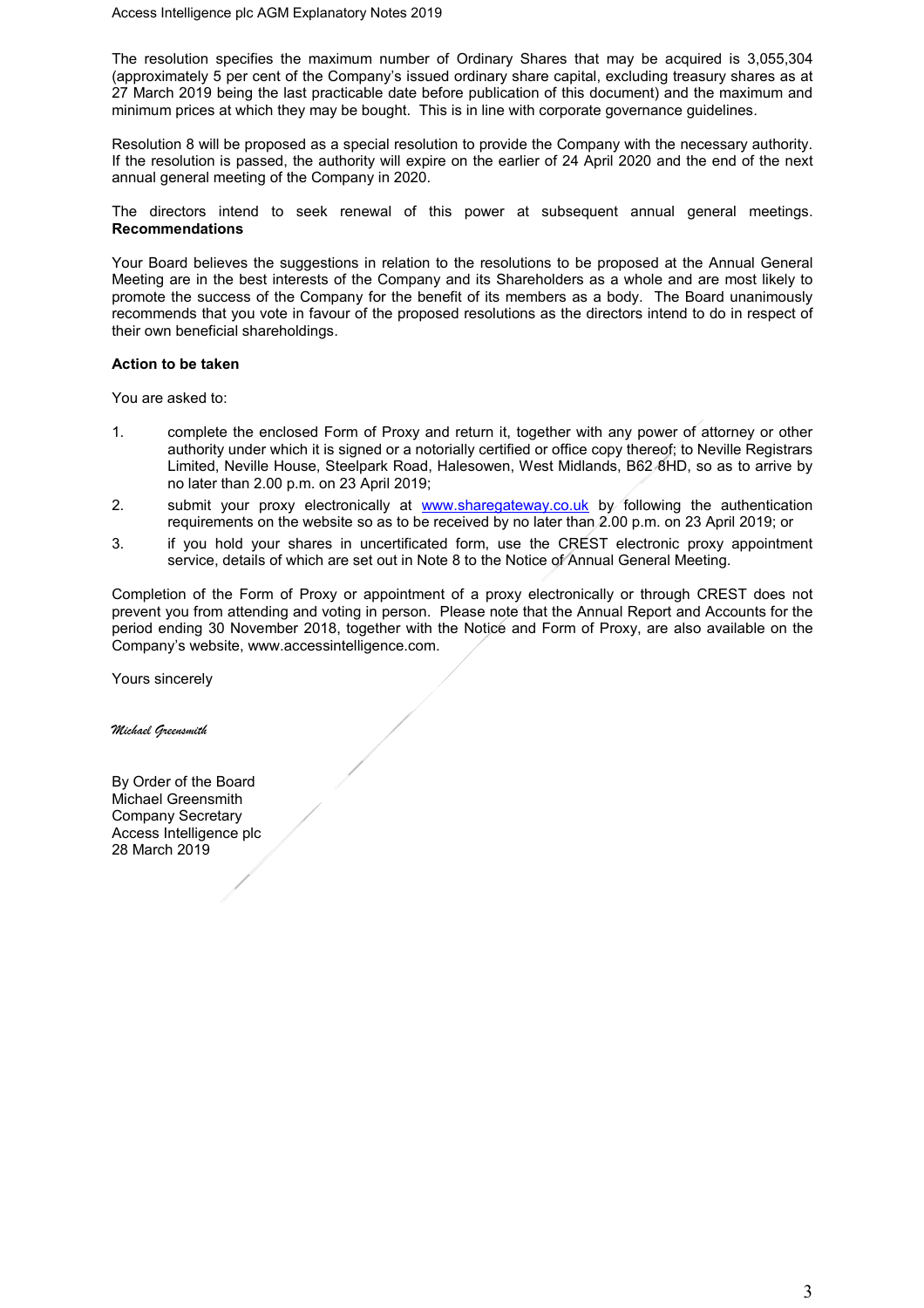The resolution specifies the maximum number of Ordinary Shares that may be acquired is 3,055,304 (approximately 5 per cent of the Company's issued ordinary share capital, excluding treasury shares as at 27 March 2019 being the last practicable date before publication of this document) and the maximum and minimum prices at which they may be bought. This is in line with corporate governance guidelines.

Resolution 8 will be proposed as a special resolution to provide the Company with the necessary authority. If the resolution is passed, the authority will expire on the earlier of 24 April 2020 and the end of the next annual general meeting of the Company in 2020.

The directors intend to seek renewal of this power at subsequent annual general meetings.

**Recommendations**

Your Board believes the suggestions in relation to the resolutions to be proposed at the Annual General Meeting are in the best interests of the Company and its Shareholders as a whole and are most likely to promote the success of the Company for the benefit of its members as a body. The Board unanimously recommends that you vote in favour of the proposed resolutions as the directors intend to do in respect of their own beneficial shareholdings.

**Action to be taken**

You are asked to:

1. complete the enclosed Form of Proxy and return it, together with any power of attorney or other authority under which it is signed or a notorially certified or office copy thereof; to Neville Registrars Limited, Neville House, Steelpark Road, Halesowen, West Midlands, B62 8HD, so as to arrive by no later than 2.00 p.m. on 23 April 2019;
2. submit your proxy electronically at www.sharegateway.co.uk by following the authentication requirements on the website so as to be received by no later than 2.00 p.m. on 23 April 2019; or
3. if you hold your shares in uncertificated form, use the CREST electronic proxy appointment service, details of which are set out in Note 8 to the Notice of Annual General Meeting.

Completion of the Form of Proxy or appointment of a proxy electronically or through CREST does not prevent you from attending and voting in person. Please note that the Annual Report and Accounts for the period ending 30 November 2018, together with the Notice and Form of Proxy, are also available on the Company's website, www.accessintelligence.com.

Yours sincerely

*Michael Greensmith*

By Order of the Board
Michael Greensmith
Company Secretary
Access Intelligence plc
28 March 2019